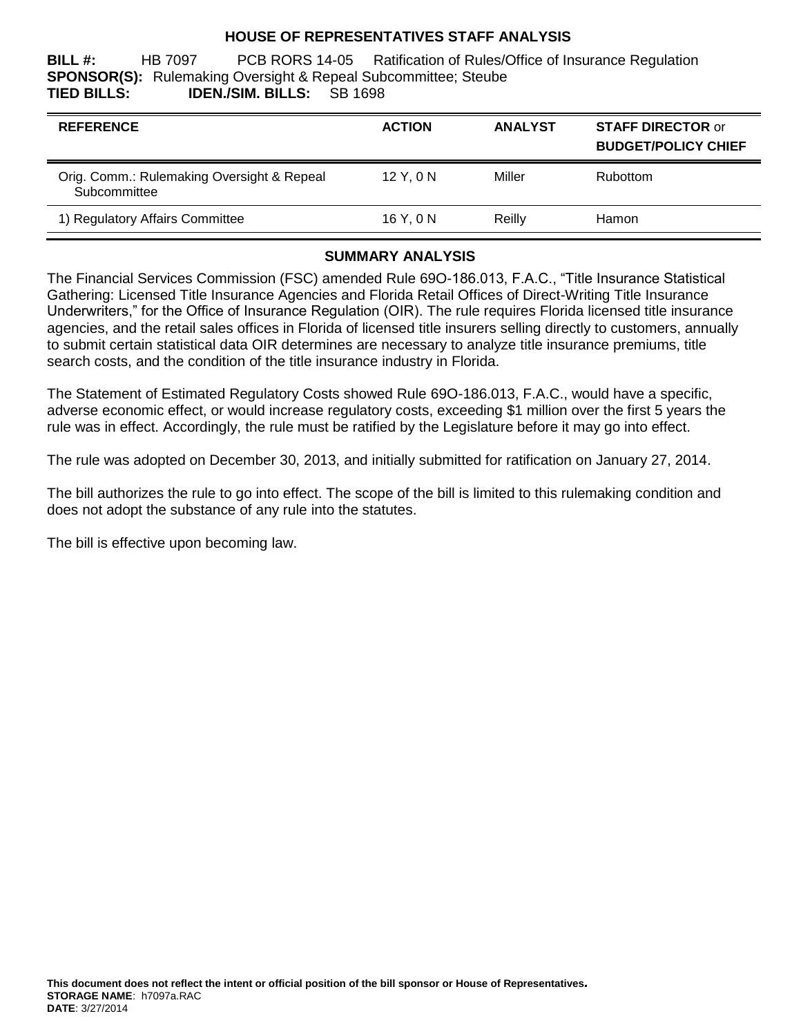**HOUSE OF REPRESENTATIVES STAFF ANALYSIS**

**BILL #:** HB 7097 PCB RORS 14-05 Ratification of Rules/Office of Insurance Regulation
**SPONSOR(S):** Rulemaking Oversight & Repeal Subcommittee; Steube
**TIED BILLS:** **IDEN./SIM. BILLS:** SB 1698

| REFERENCE | ACTION | ANALYST | STAFF DIRECTOR or BUDGET/POLICY CHIEF |
|---|---|---|---|
| Orig. Comm.: Rulemaking Oversight & Repeal Subcommittee | 12 Y, 0 N | Miller | Rubottom |
| 1) Regulatory Affairs Committee | 16 Y, 0 N | Reilly | Hamon |

## SUMMARY ANALYSIS

The Financial Services Commission (FSC) amended Rule 69O-186.013, F.A.C., "Title Insurance Statistical Gathering: Licensed Title Insurance Agencies and Florida Retail Offices of Direct-Writing Title Insurance Underwriters," for the Office of Insurance Regulation (OIR). The rule requires Florida licensed title insurance agencies, and the retail sales offices in Florida of licensed title insurers selling directly to customers, annually to submit certain statistical data OIR determines are necessary to analyze title insurance premiums, title search costs, and the condition of the title insurance industry in Florida.

The Statement of Estimated Regulatory Costs showed Rule 69O-186.013, F.A.C., would have a specific, adverse economic effect, or would increase regulatory costs, exceeding $1 million over the first 5 years the rule was in effect. Accordingly, the rule must be ratified by the Legislature before it may go into effect.

The rule was adopted on December 30, 2013, and initially submitted for ratification on January 27, 2014.

The bill authorizes the rule to go into effect. The scope of the bill is limited to this rulemaking condition and does not adopt the substance of any rule into the statutes.

The bill is effective upon becoming law.

**This document does not reflect the intent or official position of the bill sponsor or House of Representatives.**
**STORAGE NAME**: h7097a.RAC
**DATE**: 3/27/2014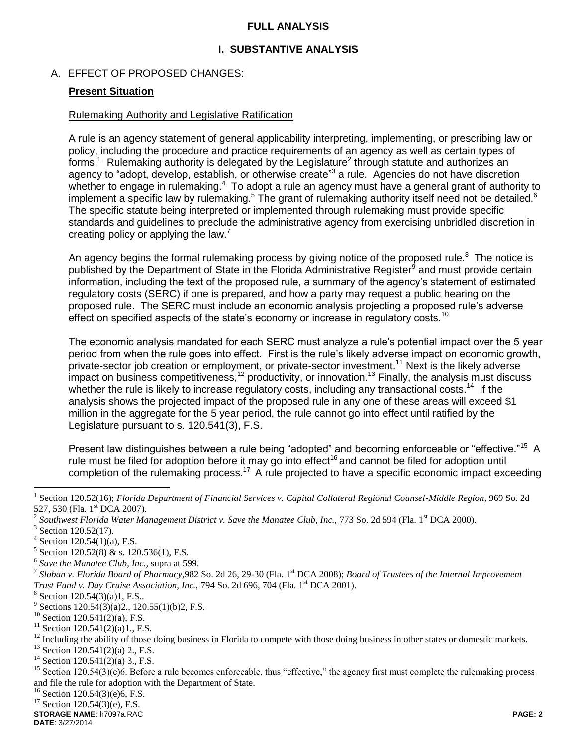## FULL ANALYSIS

## I. SUBSTANTIVE ANALYSIS

A. EFFECT OF PROPOSED CHANGES:

**Present Situation**

Rulemaking Authority and Legislative Ratification

A rule is an agency statement of general applicability interpreting, implementing, or prescribing law or policy, including the procedure and practice requirements of an agency as well as certain types of forms.[1] Rulemaking authority is delegated by the Legislature[2] through statute and authorizes an agency to "adopt, develop, establish, or otherwise create"[3] a rule. Agencies do not have discretion whether to engage in rulemaking.[4] To adopt a rule an agency must have a general grant of authority to implement a specific law by rulemaking.[5] The grant of rulemaking authority itself need not be detailed.[6] The specific statute being interpreted or implemented through rulemaking must provide specific standards and guidelines to preclude the administrative agency from exercising unbridled discretion in creating policy or applying the law.[7]

An agency begins the formal rulemaking process by giving notice of the proposed rule.[8] The notice is published by the Department of State in the Florida Administrative Register[9] and must provide certain information, including the text of the proposed rule, a summary of the agency's statement of estimated regulatory costs (SERC) if one is prepared, and how a party may request a public hearing on the proposed rule. The SERC must include an economic analysis projecting a proposed rule's adverse effect on specified aspects of the state's economy or increase in regulatory costs.[10]

The economic analysis mandated for each SERC must analyze a rule's potential impact over the 5 year period from when the rule goes into effect. First is the rule's likely adverse impact on economic growth, private-sector job creation or employment, or private-sector investment.[11] Next is the likely adverse impact on business competitiveness,[12] productivity, or innovation.[13] Finally, the analysis must discuss whether the rule is likely to increase regulatory costs, including any transactional costs.[14] If the analysis shows the projected impact of the proposed rule in any one of these areas will exceed $1 million in the aggregate for the 5 year period, the rule cannot go into effect until ratified by the Legislature pursuant to s. 120.541(3), F.S.

Present law distinguishes between a rule being "adopted" and becoming enforceable or "effective."[15] A rule must be filed for adoption before it may go into effect[16] and cannot be filed for adoption until completion of the rulemaking process.[17] A rule projected to have a specific economic impact exceeding

---

[1] Section 120.52(16); *Florida Department of Financial Services v. Capital Collateral Regional Counsel-Middle Region*, 969 So. 2d 527, 530 (Fla. 1st DCA 2007).

[2] *Southwest Florida Water Management District v. Save the Manatee Club, Inc.*, 773 So. 2d 594 (Fla. 1st DCA 2000).

[3] Section 120.52(17).

[4] Section 120.54(1)(a), F.S.

[5] Section 120.52(8) & s. 120.536(1), F.S.

[6] *Save the Manatee Club, Inc.*, supra at 599.

[7] *Sloban v. Florida Board of Pharmacy*,982 So. 2d 26, 29-30 (Fla. 1st DCA 2008); *Board of Trustees of the Internal Improvement Trust Fund v. Day Cruise Association, Inc.*, 794 So. 2d 696, 704 (Fla. 1st DCA 2001).

[8] Section 120.54(3)(a)1, F.S..

[9] Sections 120.54(3)(a)2., 120.55(1)(b)2, F.S.

[10] Section 120.541(2)(a), F.S.

[11] Section 120.541(2)(a)1., F.S.

[12] Including the ability of those doing business in Florida to compete with those doing business in other states or domestic markets.

[13] Section 120.541(2)(a) 2., F.S.

[14] Section 120.541(2)(a) 3., F.S.

[15] Section 120.54(3)(e)6. Before a rule becomes enforceable, thus "effective," the agency first must complete the rulemaking process and file the rule for adoption with the Department of State.

[16] Section 120.54(3)(e)6, F.S.

[17] Section 120.54(3)(e), F.S.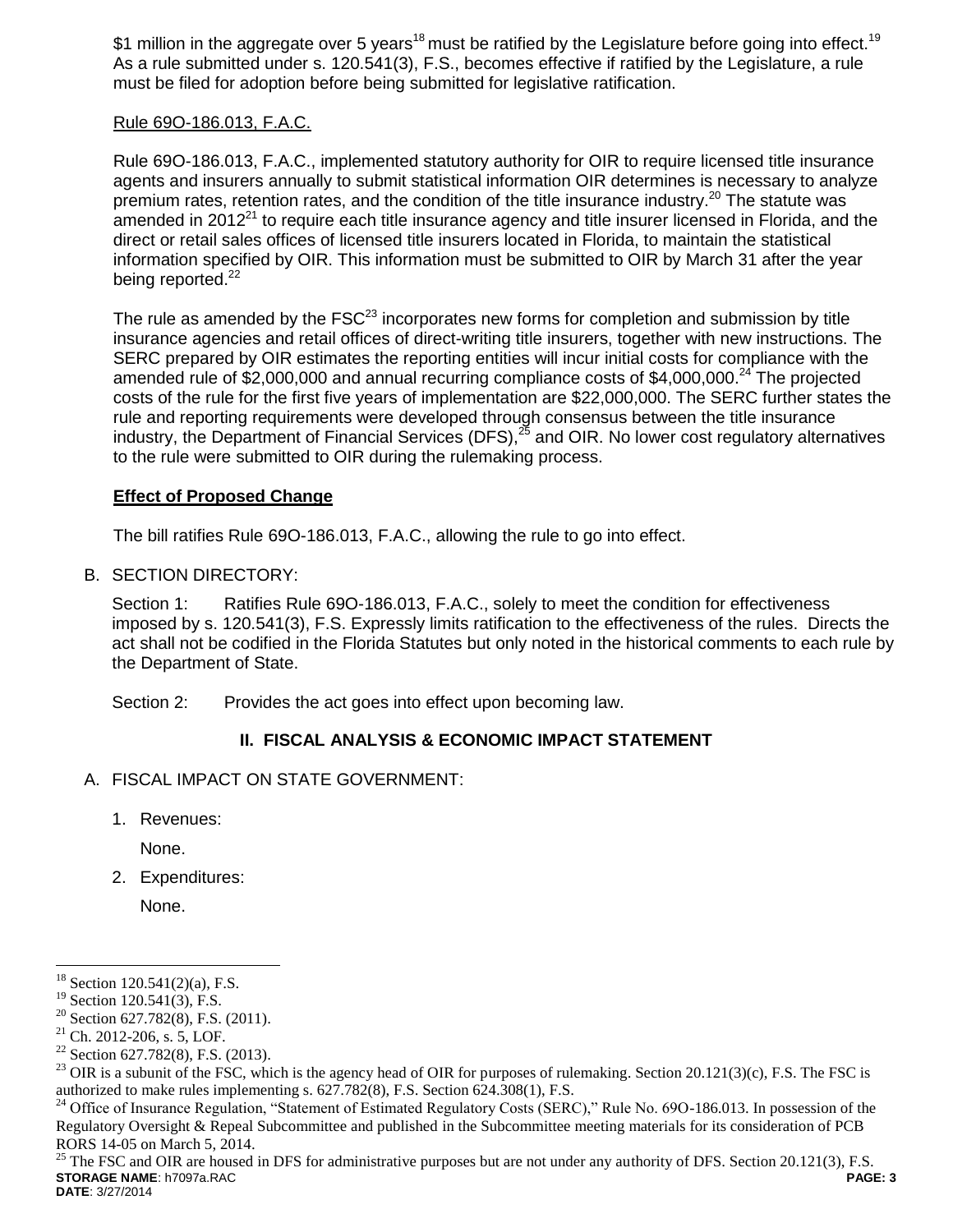\$1 million in the aggregate over 5 years[18] must be ratified by the Legislature before going into effect.[19] As a rule submitted under s. 120.541(3), F.S., becomes effective if ratified by the Legislature, a rule must be filed for adoption before being submitted for legislative ratification.

Rule 69O-186.013, F.A.C.

Rule 69O-186.013, F.A.C., implemented statutory authority for OIR to require licensed title insurance agents and insurers annually to submit statistical information OIR determines is necessary to analyze premium rates, retention rates, and the condition of the title insurance industry.[20] The statute was amended in 2012[21] to require each title insurance agency and title insurer licensed in Florida, and the direct or retail sales offices of licensed title insurers located in Florida, to maintain the statistical information specified by OIR. This information must be submitted to OIR by March 31 after the year being reported.[22]

The rule as amended by the FSC[23] incorporates new forms for completion and submission by title insurance agencies and retail offices of direct-writing title insurers, together with new instructions. The SERC prepared by OIR estimates the reporting entities will incur initial costs for compliance with the amended rule of \$2,000,000 and annual recurring compliance costs of \$4,000,000.[24] The projected costs of the rule for the first five years of implementation are \$22,000,000. The SERC further states the rule and reporting requirements were developed through consensus between the title insurance industry, the Department of Financial Services (DFS),[25] and OIR. No lower cost regulatory alternatives to the rule were submitted to OIR during the rulemaking process.

**Effect of Proposed Change**

The bill ratifies Rule 69O-186.013, F.A.C., allowing the rule to go into effect.

B. SECTION DIRECTORY:

Section 1: Ratifies Rule 69O-186.013, F.A.C., solely to meet the condition for effectiveness imposed by s. 120.541(3), F.S. Expressly limits ratification to the effectiveness of the rules. Directs the act shall not be codified in the Florida Statutes but only noted in the historical comments to each rule by the Department of State.

Section 2: Provides the act goes into effect upon becoming law.

## II. FISCAL ANALYSIS & ECONOMIC IMPACT STATEMENT

A. FISCAL IMPACT ON STATE GOVERNMENT:

1. Revenues:

   None.

2. Expenditures:

   None.

---

[18] Section 120.541(2)(a), F.S.

[19] Section 120.541(3), F.S.

[20] Section 627.782(8), F.S. (2011).

[21] Ch. 2012-206, s. 5, LOF.

[22] Section 627.782(8), F.S. (2013).

[23] OIR is a subunit of the FSC, which is the agency head of OIR for purposes of rulemaking. Section 20.121(3)(c), F.S. The FSC is authorized to make rules implementing s. 627.782(8), F.S. Section 624.308(1), F.S.

[24] Office of Insurance Regulation, "Statement of Estimated Regulatory Costs (SERC)," Rule No. 69O-186.013. In possession of the Regulatory Oversight & Repeal Subcommittee and published in the Subcommittee meeting materials for its consideration of PCB RORS 14-05 on March 5, 2014.

[25] The FSC and OIR are housed in DFS for administrative purposes but are not under any authority of DFS. Section 20.121(3), F.S.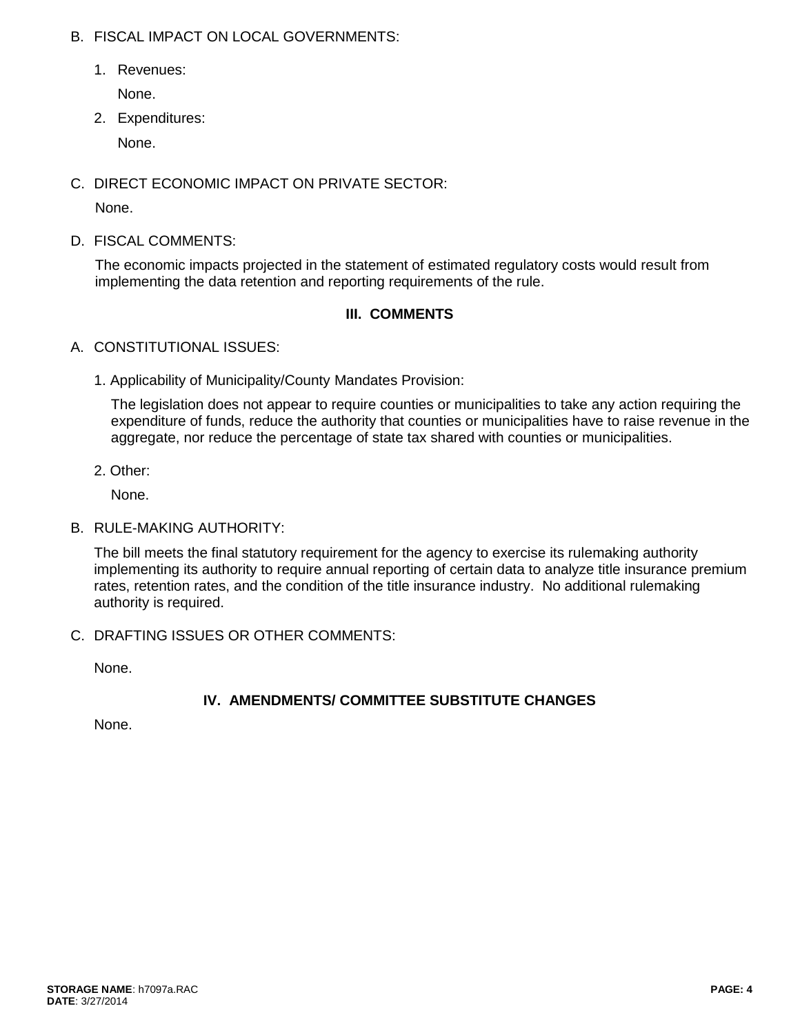B. FISCAL IMPACT ON LOCAL GOVERNMENTS:

1. Revenues:

   None.

2. Expenditures:

   None.

C. DIRECT ECONOMIC IMPACT ON PRIVATE SECTOR:

None.

D. FISCAL COMMENTS:

The economic impacts projected in the statement of estimated regulatory costs would result from implementing the data retention and reporting requirements of the rule.

## III. COMMENTS

A. CONSTITUTIONAL ISSUES:

1. Applicability of Municipality/County Mandates Provision:

   The legislation does not appear to require counties or municipalities to take any action requiring the expenditure of funds, reduce the authority that counties or municipalities have to raise revenue in the aggregate, nor reduce the percentage of state tax shared with counties or municipalities.

2. Other:

   None.

B. RULE-MAKING AUTHORITY:

The bill meets the final statutory requirement for the agency to exercise its rulemaking authority implementing its authority to require annual reporting of certain data to analyze title insurance premium rates, retention rates, and the condition of the title insurance industry. No additional rulemaking authority is required.

C. DRAFTING ISSUES OR OTHER COMMENTS:

None.

## IV. AMENDMENTS/ COMMITTEE SUBSTITUTE CHANGES

None.